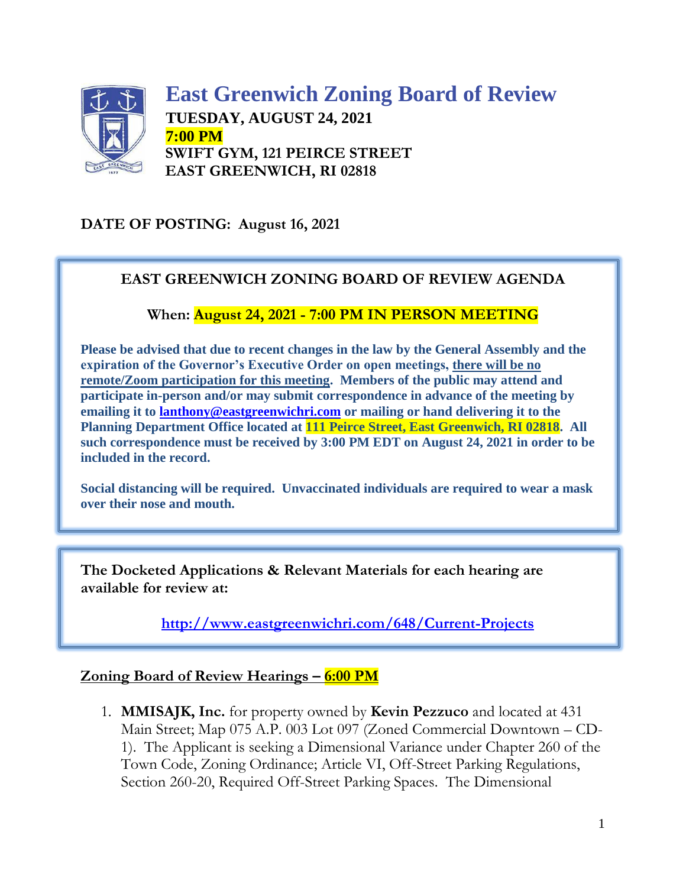# East Greenwich Zoning Board of Review

**TUESDAY, AUGUST 24, 2021**
**7:00 PM**
**SWIFT GYM, 121 PEIRCE STREET**
**EAST GREENWICH, RI 02818**

**DATE OF POSTING: August 16, 2021**

## EAST GREENWICH ZONING BOARD OF REVIEW AGENDA

**When: August 24, 2021 - 7:00 PM IN PERSON MEETING**

**Please be advised that due to recent changes in the law by the General Assembly and the expiration of the Governor's Executive Order on open meetings, there will be no remote/Zoom participation for this meeting. Members of the public may attend and participate in-person and/or may submit correspondence in advance of the meeting by emailing it to lanthony@eastgreenwichri.com or mailing or hand delivering it to the Planning Department Office located at 111 Peirce Street, East Greenwich, RI 02818. All such correspondence must be received by 3:00 PM EDT on August 24, 2021 in order to be included in the record.**

**Social distancing will be required. Unvaccinated individuals are required to wear a mask over their nose and mouth.**

**The Docketed Applications & Relevant Materials for each hearing are available for review at:**

**http://www.eastgreenwichri.com/648/Current-Projects**

## Zoning Board of Review Hearings – 6:00 PM

1. **MMISAJK, Inc.** for property owned by **Kevin Pezzuco** and located at 431 Main Street; Map 075 A.P. 003 Lot 097 (Zoned Commercial Downtown – CD-1). The Applicant is seeking a Dimensional Variance under Chapter 260 of the Town Code, Zoning Ordinance; Article VI, Off-Street Parking Regulations, Section 260-20, Required Off-Street Parking Spaces. The Dimensional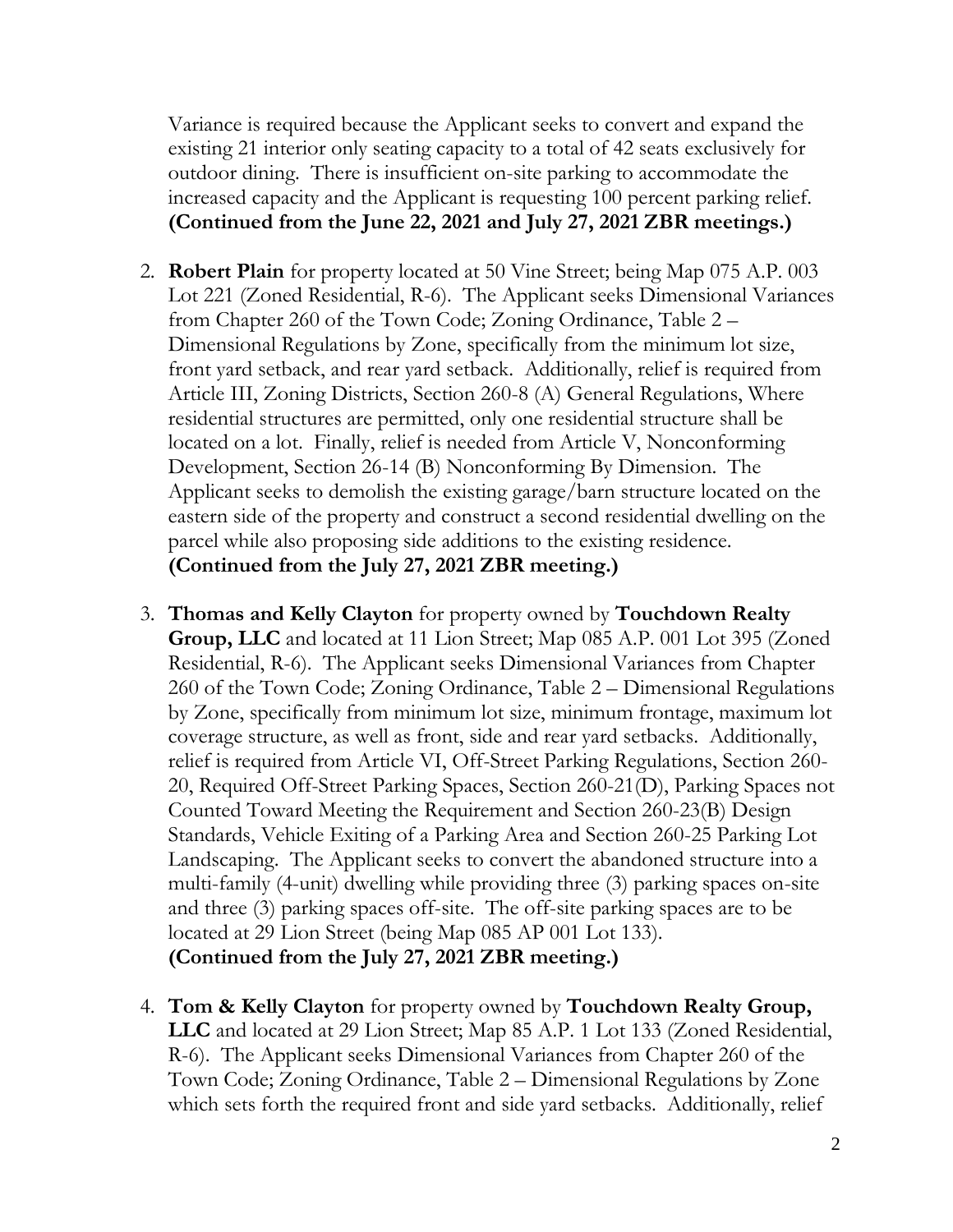Variance is required because the Applicant seeks to convert and expand the existing 21 interior only seating capacity to a total of 42 seats exclusively for outdoor dining. There is insufficient on-site parking to accommodate the increased capacity and the Applicant is requesting 100 percent parking relief. **(Continued from the June 22, 2021 and July 27, 2021 ZBR meetings.)**

2. **Robert Plain** for property located at 50 Vine Street; being Map 075 A.P. 003 Lot 221 (Zoned Residential, R-6). The Applicant seeks Dimensional Variances from Chapter 260 of the Town Code; Zoning Ordinance, Table 2 – Dimensional Regulations by Zone, specifically from the minimum lot size, front yard setback, and rear yard setback. Additionally, relief is required from Article III, Zoning Districts, Section 260-8 (A) General Regulations, Where residential structures are permitted, only one residential structure shall be located on a lot. Finally, relief is needed from Article V, Nonconforming Development, Section 26-14 (B) Nonconforming By Dimension. The Applicant seeks to demolish the existing garage/barn structure located on the eastern side of the property and construct a second residential dwelling on the parcel while also proposing side additions to the existing residence. **(Continued from the July 27, 2021 ZBR meeting.)**

3. **Thomas and Kelly Clayton** for property owned by **Touchdown Realty Group, LLC** and located at 11 Lion Street; Map 085 A.P. 001 Lot 395 (Zoned Residential, R-6). The Applicant seeks Dimensional Variances from Chapter 260 of the Town Code; Zoning Ordinance, Table 2 – Dimensional Regulations by Zone, specifically from minimum lot size, minimum frontage, maximum lot coverage structure, as well as front, side and rear yard setbacks. Additionally, relief is required from Article VI, Off-Street Parking Regulations, Section 260-20, Required Off-Street Parking Spaces, Section 260-21(D), Parking Spaces not Counted Toward Meeting the Requirement and Section 260-23(B) Design Standards, Vehicle Exiting of a Parking Area and Section 260-25 Parking Lot Landscaping. The Applicant seeks to convert the abandoned structure into a multi-family (4-unit) dwelling while providing three (3) parking spaces on-site and three (3) parking spaces off-site. The off-site parking spaces are to be located at 29 Lion Street (being Map 085 AP 001 Lot 133). **(Continued from the July 27, 2021 ZBR meeting.)**

4. **Tom & Kelly Clayton** for property owned by **Touchdown Realty Group, LLC** and located at 29 Lion Street; Map 85 A.P. 1 Lot 133 (Zoned Residential, R-6). The Applicant seeks Dimensional Variances from Chapter 260 of the Town Code; Zoning Ordinance, Table 2 – Dimensional Regulations by Zone which sets forth the required front and side yard setbacks. Additionally, relief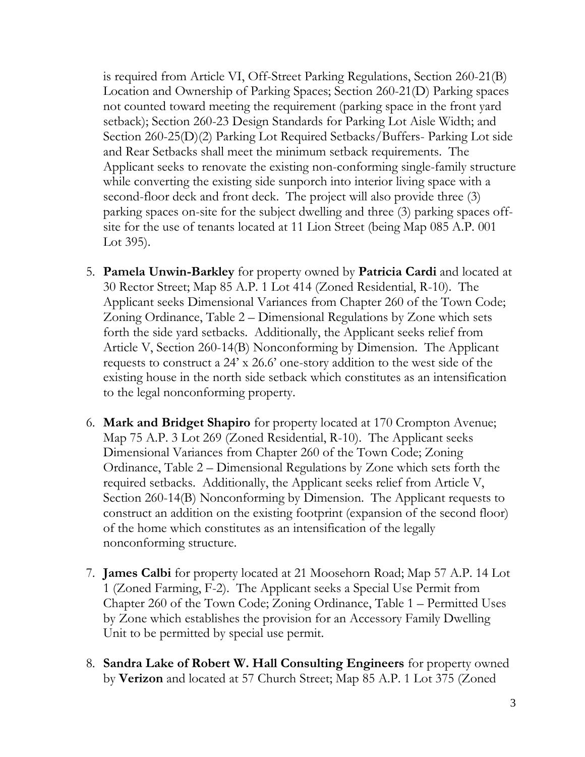is required from Article VI, Off-Street Parking Regulations, Section 260-21(B) Location and Ownership of Parking Spaces; Section 260-21(D) Parking spaces not counted toward meeting the requirement (parking space in the front yard setback); Section 260-23 Design Standards for Parking Lot Aisle Width; and Section 260-25(D)(2) Parking Lot Required Setbacks/Buffers- Parking Lot side and Rear Setbacks shall meet the minimum setback requirements. The Applicant seeks to renovate the existing non-conforming single-family structure while converting the existing side sunporch into interior living space with a second-floor deck and front deck. The project will also provide three (3) parking spaces on-site for the subject dwelling and three (3) parking spaces off-site for the use of tenants located at 11 Lion Street (being Map 085 A.P. 001 Lot 395).

5. **Pamela Unwin-Barkley** for property owned by **Patricia Cardi** and located at 30 Rector Street; Map 85 A.P. 1 Lot 414 (Zoned Residential, R-10). The Applicant seeks Dimensional Variances from Chapter 260 of the Town Code; Zoning Ordinance, Table 2 – Dimensional Regulations by Zone which sets forth the side yard setbacks. Additionally, the Applicant seeks relief from Article V, Section 260-14(B) Nonconforming by Dimension. The Applicant requests to construct a 24' x 26.6' one-story addition to the west side of the existing house in the north side setback which constitutes as an intensification to the legal nonconforming property.

6. **Mark and Bridget Shapiro** for property located at 170 Crompton Avenue; Map 75 A.P. 3 Lot 269 (Zoned Residential, R-10). The Applicant seeks Dimensional Variances from Chapter 260 of the Town Code; Zoning Ordinance, Table 2 – Dimensional Regulations by Zone which sets forth the required setbacks. Additionally, the Applicant seeks relief from Article V, Section 260-14(B) Nonconforming by Dimension. The Applicant requests to construct an addition on the existing footprint (expansion of the second floor) of the home which constitutes as an intensification of the legally nonconforming structure.

7. **James Calbi** for property located at 21 Moosehorn Road; Map 57 A.P. 14 Lot 1 (Zoned Farming, F-2). The Applicant seeks a Special Use Permit from Chapter 260 of the Town Code; Zoning Ordinance, Table 1 – Permitted Uses by Zone which establishes the provision for an Accessory Family Dwelling Unit to be permitted by special use permit.

8. **Sandra Lake of Robert W. Hall Consulting Engineers** for property owned by **Verizon** and located at 57 Church Street; Map 85 A.P. 1 Lot 375 (Zoned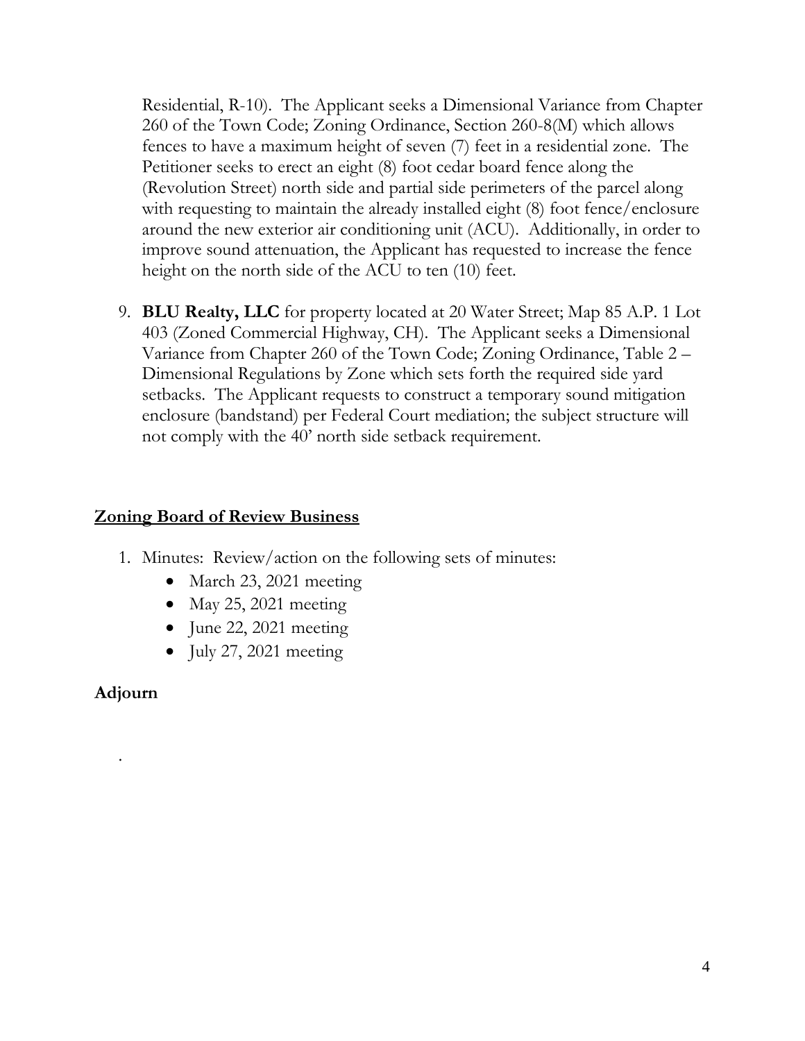Residential, R-10). The Applicant seeks a Dimensional Variance from Chapter 260 of the Town Code; Zoning Ordinance, Section 260-8(M) which allows fences to have a maximum height of seven (7) feet in a residential zone. The Petitioner seeks to erect an eight (8) foot cedar board fence along the (Revolution Street) north side and partial side perimeters of the parcel along with requesting to maintain the already installed eight (8) foot fence/enclosure around the new exterior air conditioning unit (ACU). Additionally, in order to improve sound attenuation, the Applicant has requested to increase the fence height on the north side of the ACU to ten (10) feet.

9. **BLU Realty, LLC** for property located at 20 Water Street; Map 85 A.P. 1 Lot 403 (Zoned Commercial Highway, CH). The Applicant seeks a Dimensional Variance from Chapter 260 of the Town Code; Zoning Ordinance, Table 2 – Dimensional Regulations by Zone which sets forth the required side yard setbacks. The Applicant requests to construct a temporary sound mitigation enclosure (bandstand) per Federal Court mediation; the subject structure will not comply with the 40' north side setback requirement.

## Zoning Board of Review Business

1. Minutes: Review/action on the following sets of minutes:
   - March 23, 2021 meeting
   - May 25, 2021 meeting
   - June 22, 2021 meeting
   - July 27, 2021 meeting

## Adjourn

.